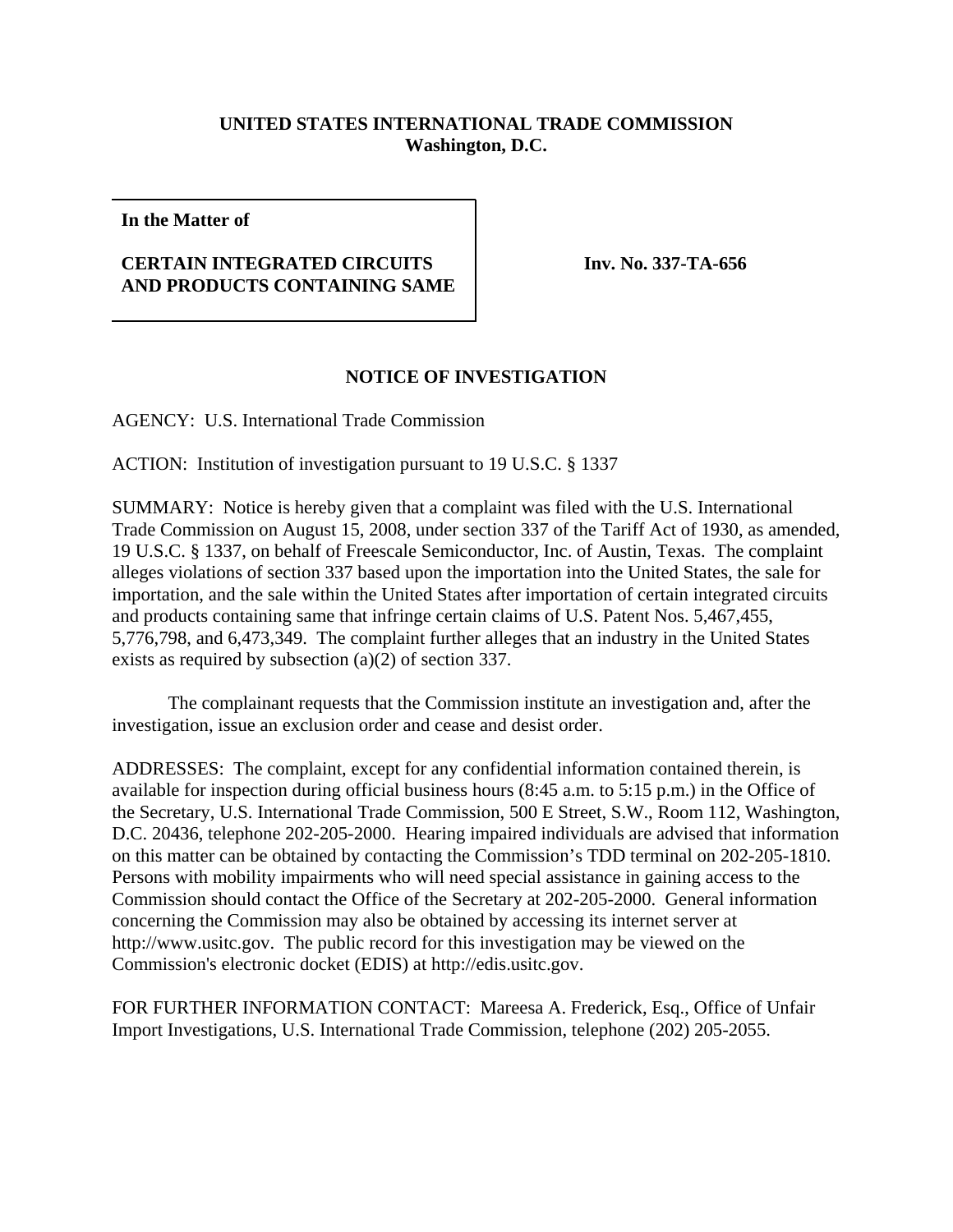**UNITED STATES INTERNATIONAL TRADE COMMISSION**
**Washington, D.C.**

**In the Matter of**

**CERTAIN INTEGRATED CIRCUITS AND PRODUCTS CONTAINING SAME**

**Inv. No. 337-TA-656**

## NOTICE OF INVESTIGATION

AGENCY: U.S. International Trade Commission

ACTION: Institution of investigation pursuant to 19 U.S.C. § 1337

SUMMARY: Notice is hereby given that a complaint was filed with the U.S. International Trade Commission on August 15, 2008, under section 337 of the Tariff Act of 1930, as amended, 19 U.S.C. § 1337, on behalf of Freescale Semiconductor, Inc. of Austin, Texas. The complaint alleges violations of section 337 based upon the importation into the United States, the sale for importation, and the sale within the United States after importation of certain integrated circuits and products containing same that infringe certain claims of U.S. Patent Nos. 5,467,455, 5,776,798, and 6,473,349. The complaint further alleges that an industry in the United States exists as required by subsection (a)(2) of section 337.

The complainant requests that the Commission institute an investigation and, after the investigation, issue an exclusion order and cease and desist order.

ADDRESSES: The complaint, except for any confidential information contained therein, is available for inspection during official business hours (8:45 a.m. to 5:15 p.m.) in the Office of the Secretary, U.S. International Trade Commission, 500 E Street, S.W., Room 112, Washington, D.C. 20436, telephone 202-205-2000. Hearing impaired individuals are advised that information on this matter can be obtained by contacting the Commission's TDD terminal on 202-205-1810. Persons with mobility impairments who will need special assistance in gaining access to the Commission should contact the Office of the Secretary at 202-205-2000. General information concerning the Commission may also be obtained by accessing its internet server at http://www.usitc.gov. The public record for this investigation may be viewed on the Commission's electronic docket (EDIS) at http://edis.usitc.gov.

FOR FURTHER INFORMATION CONTACT: Mareesa A. Frederick, Esq., Office of Unfair Import Investigations, U.S. International Trade Commission, telephone (202) 205-2055.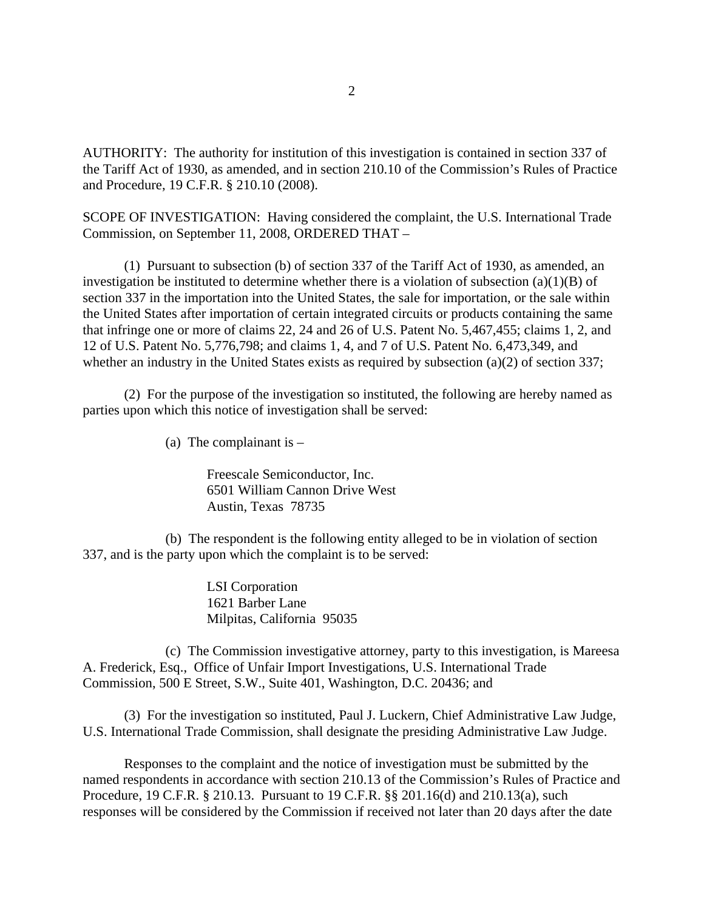AUTHORITY: The authority for institution of this investigation is contained in section 337 of the Tariff Act of 1930, as amended, and in section 210.10 of the Commission's Rules of Practice and Procedure, 19 C.F.R. § 210.10 (2008).

SCOPE OF INVESTIGATION: Having considered the complaint, the U.S. International Trade Commission, on September 11, 2008, ORDERED THAT –

(1) Pursuant to subsection (b) of section 337 of the Tariff Act of 1930, as amended, an investigation be instituted to determine whether there is a violation of subsection (a)(1)(B) of section 337 in the importation into the United States, the sale for importation, or the sale within the United States after importation of certain integrated circuits or products containing the same that infringe one or more of claims 22, 24 and 26 of U.S. Patent No. 5,467,455; claims 1, 2, and 12 of U.S. Patent No. 5,776,798; and claims 1, 4, and 7 of U.S. Patent No. 6,473,349, and whether an industry in the United States exists as required by subsection (a)(2) of section 337;

(2) For the purpose of the investigation so instituted, the following are hereby named as parties upon which this notice of investigation shall be served:

(a) The complainant is –

Freescale Semiconductor, Inc.
6501 William Cannon Drive West
Austin, Texas 78735

(b) The respondent is the following entity alleged to be in violation of section 337, and is the party upon which the complaint is to be served:

LSI Corporation
1621 Barber Lane
Milpitas, California 95035

(c) The Commission investigative attorney, party to this investigation, is Mareesa A. Frederick, Esq., Office of Unfair Import Investigations, U.S. International Trade Commission, 500 E Street, S.W., Suite 401, Washington, D.C. 20436; and

(3) For the investigation so instituted, Paul J. Luckern, Chief Administrative Law Judge, U.S. International Trade Commission, shall designate the presiding Administrative Law Judge.

Responses to the complaint and the notice of investigation must be submitted by the named respondents in accordance with section 210.13 of the Commission's Rules of Practice and Procedure, 19 C.F.R. § 210.13. Pursuant to 19 C.F.R. §§ 201.16(d) and 210.13(a), such responses will be considered by the Commission if received not later than 20 days after the date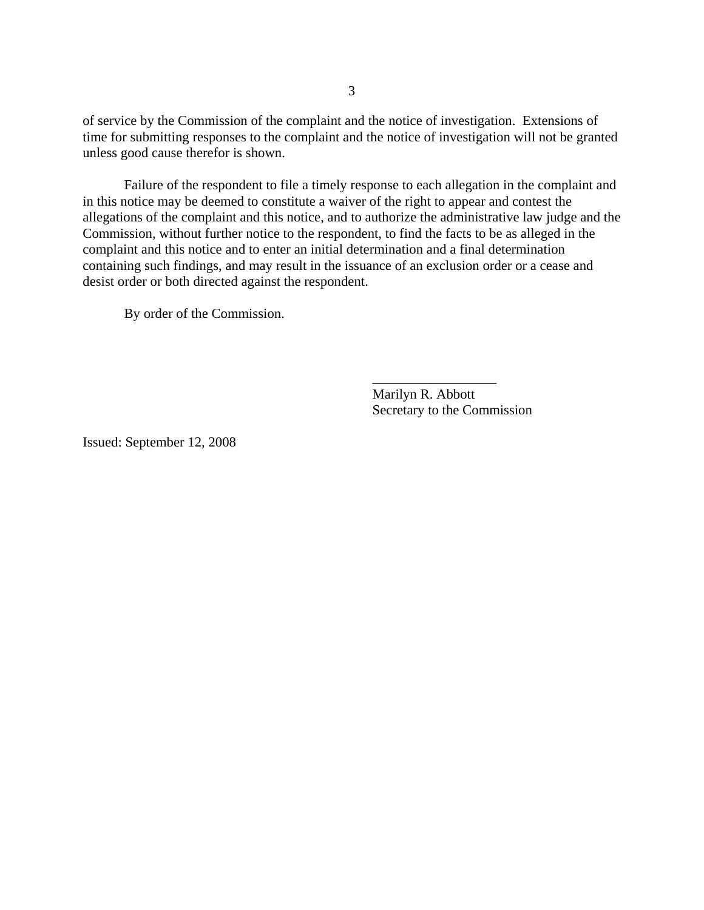of service by the Commission of the complaint and the notice of investigation. Extensions of time for submitting responses to the complaint and the notice of investigation will not be granted unless good cause therefor is shown.

Failure of the respondent to file a timely response to each allegation in the complaint and in this notice may be deemed to constitute a waiver of the right to appear and contest the allegations of the complaint and this notice, and to authorize the administrative law judge and the Commission, without further notice to the respondent, to find the facts to be as alleged in the complaint and this notice and to enter an initial determination and a final determination containing such findings, and may result in the issuance of an exclusion order or a cease and desist order or both directed against the respondent.

By order of the Commission.

__________________
Marilyn R. Abbott
Secretary to the Commission

Issued: September 12, 2008